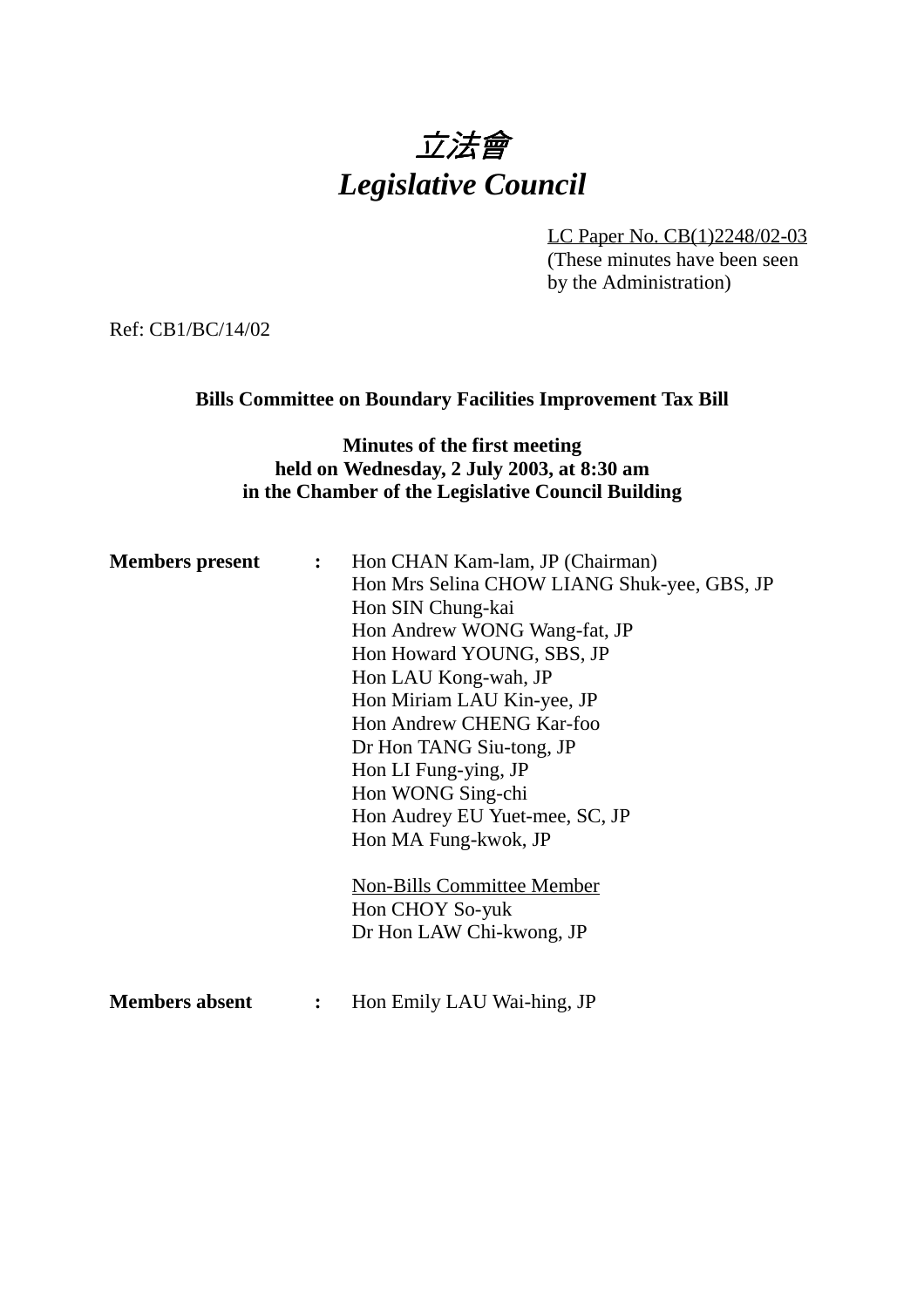# 立法會
# *Legislative Council*

LC Paper No. CB(1)2248/02-03
(These minutes have been seen by the Administration)

Ref: CB1/BC/14/02

**Bills Committee on Boundary Facilities Improvement Tax Bill**

**Minutes of the first meeting**
**held on Wednesday, 2 July 2003, at 8:30 am**
**in the Chamber of the Legislative Council Building**

**Members present** :

Hon CHAN Kam-lam, JP (Chairman)
Hon Mrs Selina CHOW LIANG Shuk-yee, GBS, JP
Hon SIN Chung-kai
Hon Andrew WONG Wang-fat, JP
Hon Howard YOUNG, SBS, JP
Hon LAU Kong-wah, JP
Hon Miriam LAU Kin-yee, JP
Hon Andrew CHENG Kar-foo
Dr Hon TANG Siu-tong, JP
Hon LI Fung-ying, JP
Hon WONG Sing-chi
Hon Audrey EU Yuet-mee, SC, JP
Hon MA Fung-kwok, JP

Non-Bills Committee Member
Hon CHOY So-yuk
Dr Hon LAW Chi-kwong, JP

**Members absent** :

Hon Emily LAU Wai-hing, JP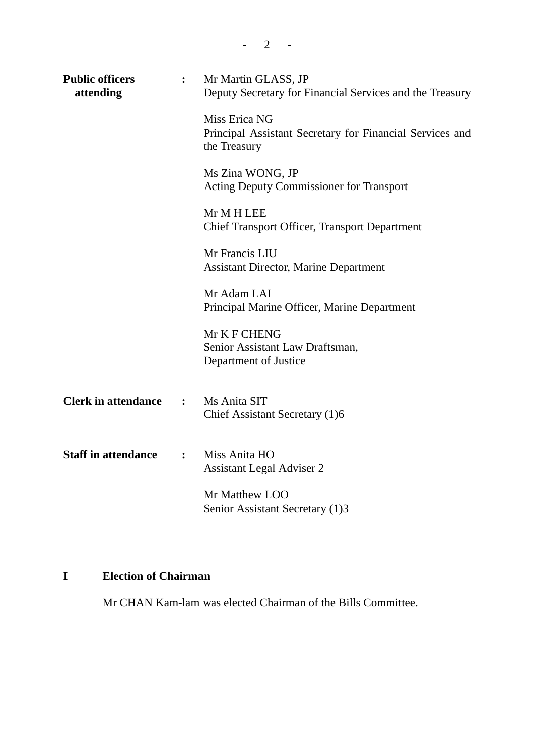**Public officers attending** : Mr Martin GLASS, JP
Deputy Secretary for Financial Services and the Treasury

Miss Erica NG
Principal Assistant Secretary for Financial Services and the Treasury

Ms Zina WONG, JP
Acting Deputy Commissioner for Transport

Mr M H LEE
Chief Transport Officer, Transport Department

Mr Francis LIU
Assistant Director, Marine Department

Mr Adam LAI
Principal Marine Officer, Marine Department

Mr K F CHENG
Senior Assistant Law Draftsman,
Department of Justice

**Clerk in attendance** : Ms Anita SIT
Chief Assistant Secretary (1)6

**Staff in attendance** : Miss Anita HO
Assistant Legal Adviser 2

Mr Matthew LOO
Senior Assistant Secretary (1)3

---

## I Election of Chairman

Mr CHAN Kam-lam was elected Chairman of the Bills Committee.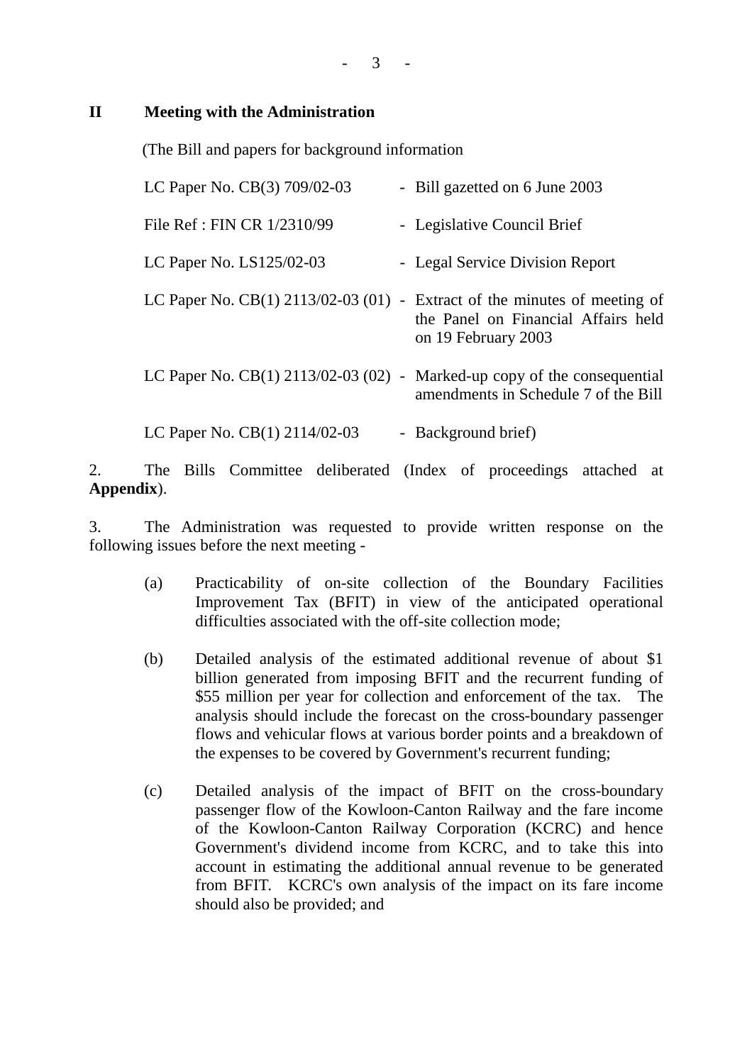## II Meeting with the Administration

(The Bill and papers for background information

| | |
|---|---|
| LC Paper No. CB(3) 709/02-03 | - Bill gazetted on 6 June 2003 |
| File Ref : FIN CR 1/2310/99 | - Legislative Council Brief |
| LC Paper No. LS125/02-03 | - Legal Service Division Report |
| LC Paper No. CB(1) 2113/02-03 (01) | - Extract of the minutes of meeting of the Panel on Financial Affairs held on 19 February 2003 |
| LC Paper No. CB(1) 2113/02-03 (02) | - Marked-up copy of the consequential amendments in Schedule 7 of the Bill |
| LC Paper No. CB(1) 2114/02-03 | - Background brief) |

2. The Bills Committee deliberated (Index of proceedings attached at **Appendix**).

3. The Administration was requested to provide written response on the following issues before the next meeting -

(a) Practicability of on-site collection of the Boundary Facilities Improvement Tax (BFIT) in view of the anticipated operational difficulties associated with the off-site collection mode;

(b) Detailed analysis of the estimated additional revenue of about $1 billion generated from imposing BFIT and the recurrent funding of $55 million per year for collection and enforcement of the tax. The analysis should include the forecast on the cross-boundary passenger flows and vehicular flows at various border points and a breakdown of the expenses to be covered by Government's recurrent funding;

(c) Detailed analysis of the impact of BFIT on the cross-boundary passenger flow of the Kowloon-Canton Railway and the fare income of the Kowloon-Canton Railway Corporation (KCRC) and hence Government's dividend income from KCRC, and to take this into account in estimating the additional annual revenue to be generated from BFIT. KCRC's own analysis of the impact on its fare income should also be provided; and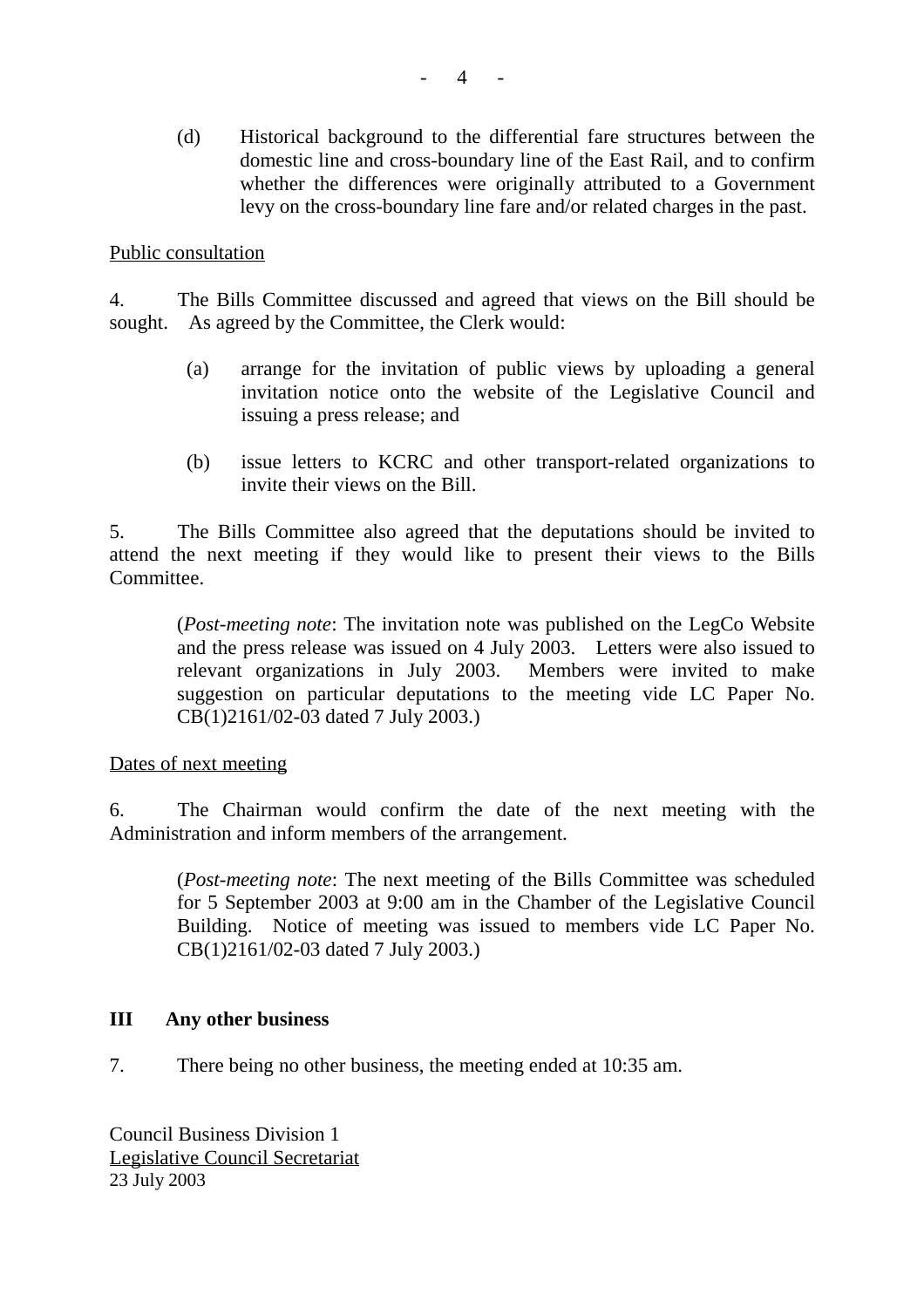(d) Historical background to the differential fare structures between the domestic line and cross-boundary line of the East Rail, and to confirm whether the differences were originally attributed to a Government levy on the cross-boundary line fare and/or related charges in the past.

<u>Public consultation</u>

4. The Bills Committee discussed and agreed that views on the Bill should be sought. As agreed by the Committee, the Clerk would:

(a) arrange for the invitation of public views by uploading a general invitation notice onto the website of the Legislative Council and issuing a press release; and

(b) issue letters to KCRC and other transport-related organizations to invite their views on the Bill.

5. The Bills Committee also agreed that the deputations should be invited to attend the next meeting if they would like to present their views to the Bills Committee.

(*Post-meeting note*: The invitation note was published on the LegCo Website and the press release was issued on 4 July 2003. Letters were also issued to relevant organizations in July 2003. Members were invited to make suggestion on particular deputations to the meeting vide LC Paper No. CB(1)2161/02-03 dated 7 July 2003.)

<u>Dates of next meeting</u>

6. The Chairman would confirm the date of the next meeting with the Administration and inform members of the arrangement.

(*Post-meeting note*: The next meeting of the Bills Committee was scheduled for 5 September 2003 at 9:00 am in the Chamber of the Legislative Council Building. Notice of meeting was issued to members vide LC Paper No. CB(1)2161/02-03 dated 7 July 2003.)

## III Any other business

7. There being no other business, the meeting ended at 10:35 am.

Council Business Division 1
<u>Legislative Council Secretariat</u>
23 July 2003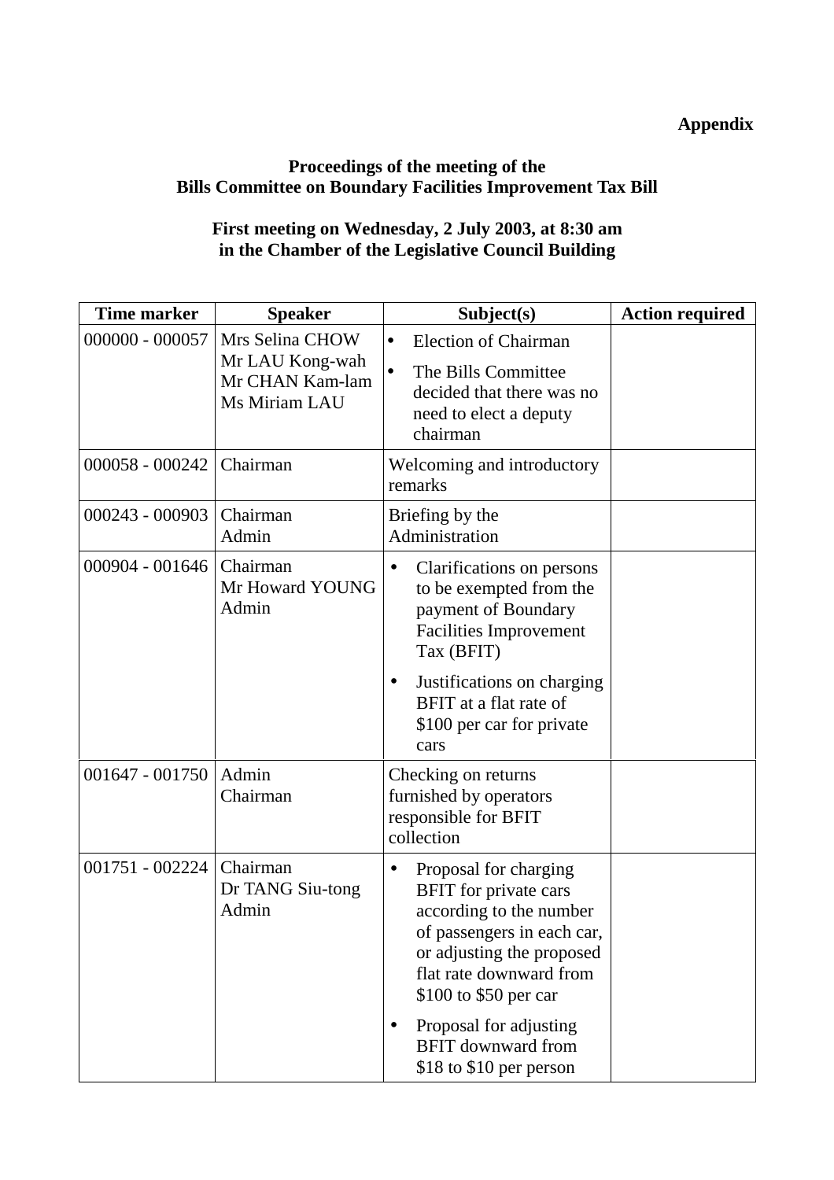**Appendix**

**Proceedings of the meeting of the**
**Bills Committee on Boundary Facilities Improvement Tax Bill**

**First meeting on Wednesday, 2 July 2003, at 8:30 am**
**in the Chamber of the Legislative Council Building**

| Time marker | Speaker | Subject(s) | Action required |
|---|---|---|---|
| 000000 - 000057 | Mrs Selina CHOW<br>Mr LAU Kong-wah<br>Mr CHAN Kam-lam<br>Ms Miriam LAU | • Election of Chairman<br>• The Bills Committee decided that there was no need to elect a deputy chairman | |
| 000058 - 000242 | Chairman | Welcoming and introductory remarks | |
| 000243 - 000903 | Chairman<br>Admin | Briefing by the Administration | |
| 000904 - 001646 | Chairman<br>Mr Howard YOUNG<br>Admin | • Clarifications on persons to be exempted from the payment of Boundary Facilities Improvement Tax (BFIT)<br>• Justifications on charging BFIT at a flat rate of $100 per car for private cars | |
| 001647 - 001750 | Admin<br>Chairman | Checking on returns furnished by operators responsible for BFIT collection | |
| 001751 - 002224 | Chairman<br>Dr TANG Siu-tong<br>Admin | • Proposal for charging BFIT for private cars according to the number of passengers in each car, or adjusting the proposed flat rate downward from $100 to $50 per car<br>• Proposal for adjusting BFIT downward from $18 to $10 per person | |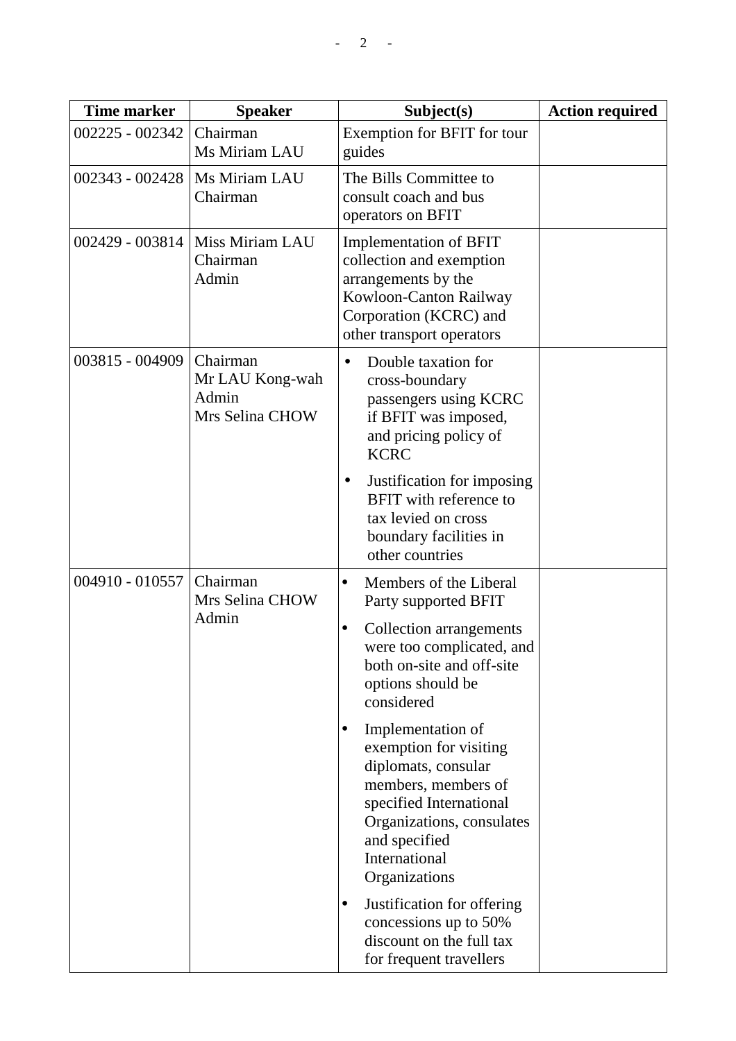| Time marker | Speaker | Subject(s) | Action required |
| --- | --- | --- | --- |
| 002225 - 002342 | Chairman<br>Ms Miriam LAU | Exemption for BFIT for tour guides | |
| 002343 - 002428 | Ms Miriam LAU<br>Chairman | The Bills Committee to consult coach and bus operators on BFIT | |
| 002429 - 003814 | Miss Miriam LAU<br>Chairman<br>Admin | Implementation of BFIT collection and exemption arrangements by the Kowloon-Canton Railway Corporation (KCRC) and other transport operators | |
| 003815 - 004909 | Chairman<br>Mr LAU Kong-wah<br>Admin<br>Mrs Selina CHOW | • Double taxation for cross-boundary passengers using KCRC if BFIT was imposed, and pricing policy of KCRC<br>• Justification for imposing BFIT with reference to tax levied on cross boundary facilities in other countries | |
| 004910 - 010557 | Chairman<br>Mrs Selina CHOW<br>Admin | • Members of the Liberal Party supported BFIT<br>• Collection arrangements were too complicated, and both on-site and off-site options should be considered<br>• Implementation of exemption for visiting diplomats, consular members, members of specified International Organizations, consulates and specified International Organizations<br>• Justification for offering concessions up to 50% discount on the full tax for frequent travellers | |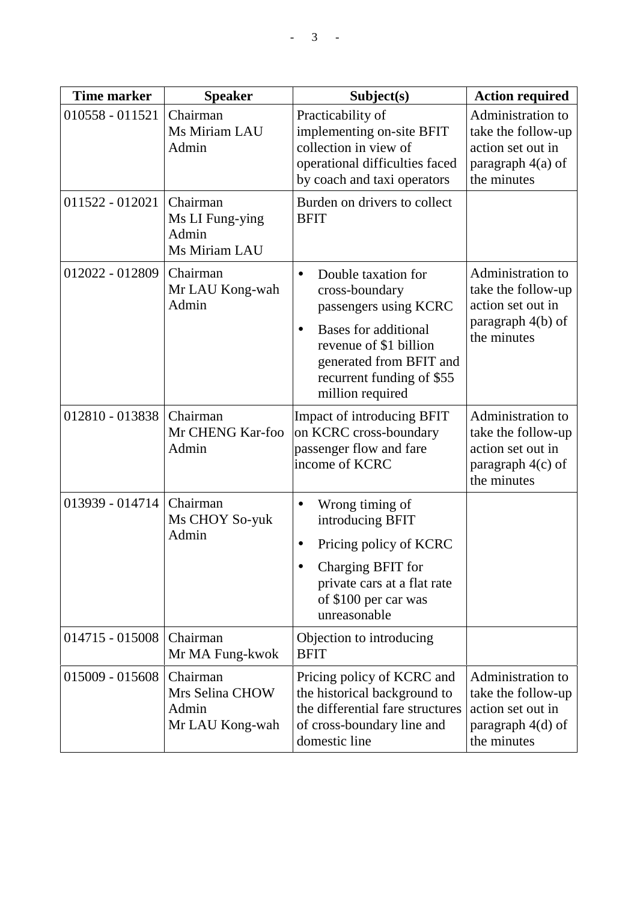| Time marker | Speaker | Subject(s) | Action required |
|---|---|---|---|
| 010558 - 011521 | Chairman<br>Ms Miriam LAU<br>Admin | Practicability of implementing on-site BFIT collection in view of operational difficulties faced by coach and taxi operators | Administration to take the follow-up action set out in paragraph 4(a) of the minutes |
| 011522 - 012021 | Chairman<br>Ms LI Fung-ying<br>Admin<br>Ms Miriam LAU | Burden on drivers to collect BFIT | |
| 012022 - 012809 | Chairman<br>Mr LAU Kong-wah<br>Admin | • Double taxation for cross-boundary passengers using KCRC<br>• Bases for additional revenue of $1 billion generated from BFIT and recurrent funding of $55 million required | Administration to take the follow-up action set out in paragraph 4(b) of the minutes |
| 012810 - 013838 | Chairman<br>Mr CHENG Kar-foo<br>Admin | Impact of introducing BFIT on KCRC cross-boundary passenger flow and fare income of KCRC | Administration to take the follow-up action set out in paragraph 4(c) of the minutes |
| 013939 - 014714 | Chairman<br>Ms CHOY So-yuk<br>Admin | • Wrong timing of introducing BFIT<br>• Pricing policy of KCRC<br>• Charging BFIT for private cars at a flat rate of $100 per car was unreasonable | |
| 014715 - 015008 | Chairman<br>Mr MA Fung-kwok | Objection to introducing BFIT | |
| 015009 - 015608 | Chairman<br>Mrs Selina CHOW<br>Admin<br>Mr LAU Kong-wah | Pricing policy of KCRC and the historical background to the differential fare structures of cross-boundary line and domestic line | Administration to take the follow-up action set out in paragraph 4(d) of the minutes |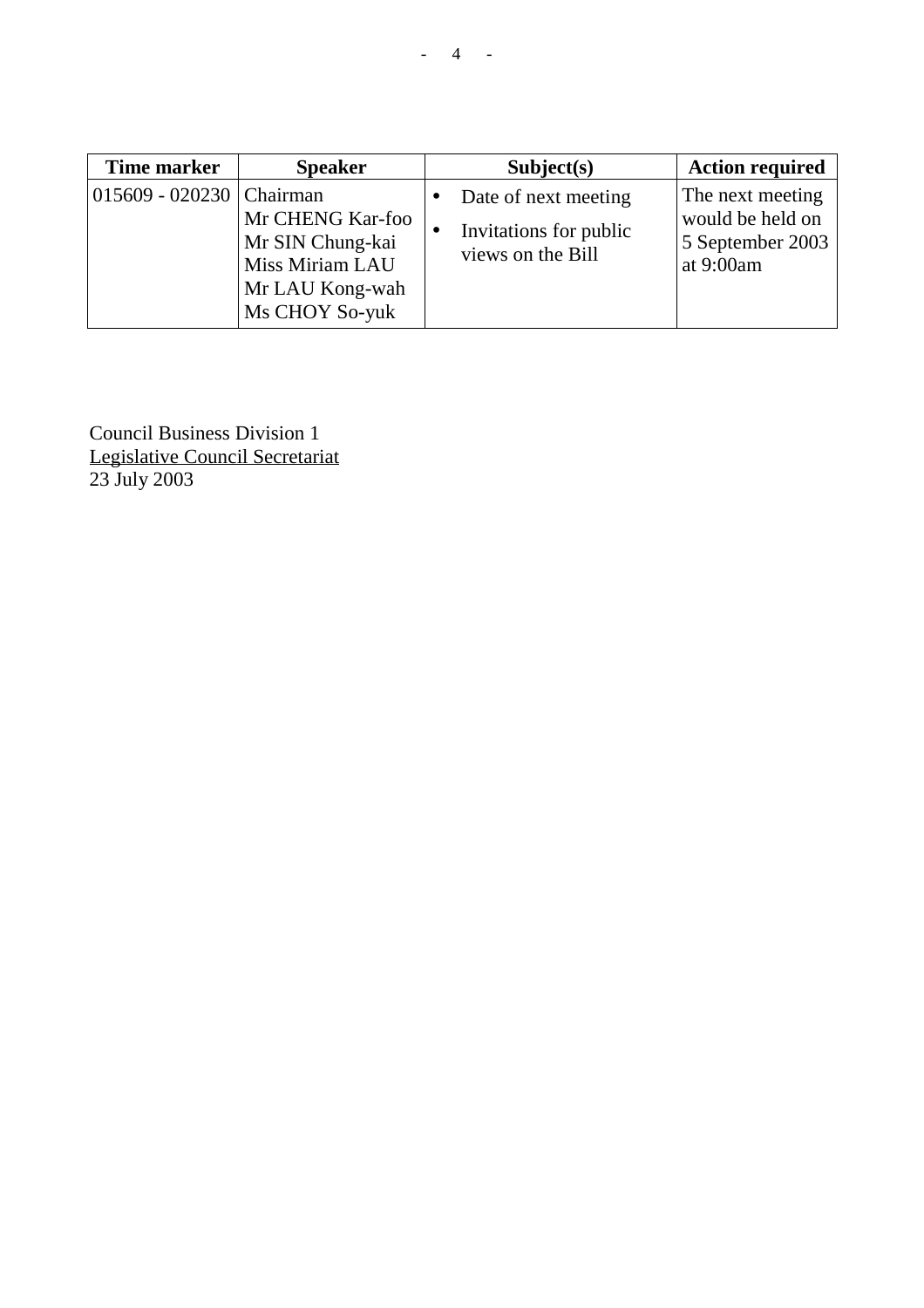| Time marker | Speaker | Subject(s) | Action required |
|---|---|---|---|
| 015609 - 020230 | Chairman<br>Mr CHENG Kar-foo<br>Mr SIN Chung-kai<br>Miss Miriam LAU<br>Mr LAU Kong-wah<br>Ms CHOY So-yuk | • Date of next meeting<br>• Invitations for public views on the Bill | The next meeting would be held on 5 September 2003 at 9:00am |

Council Business Division 1
Legislative Council Secretariat
23 July 2003